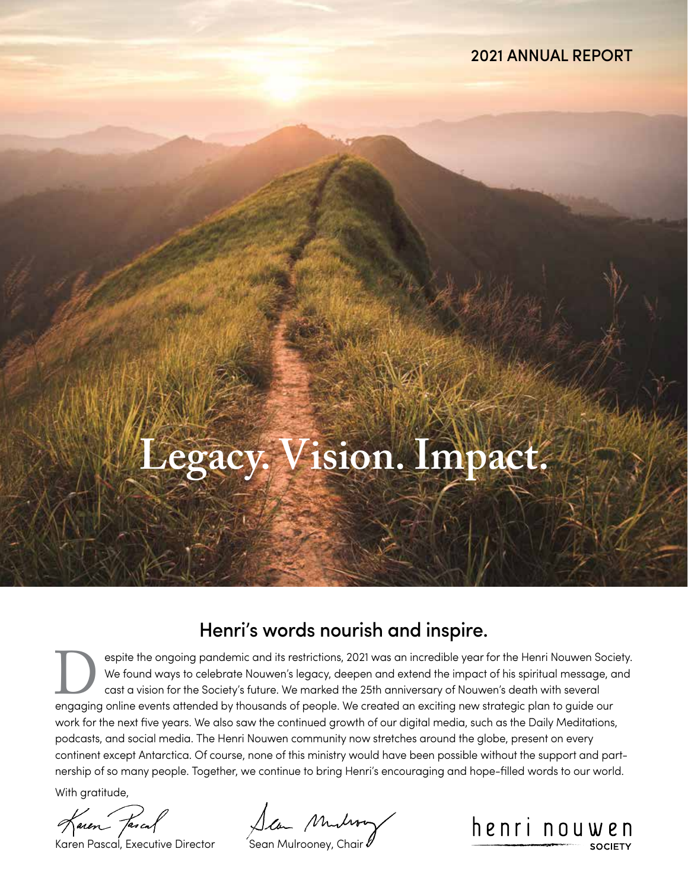2021 ANNUAL REPORT

# Legacy. Vision. Impact.

## Henri's words nourish and inspire.

Despite the ongoing pandemic and its restrictions, 2021 was an incredible year for the Henri Nouwen Society. We found ways to celebrate Nouwen's legacy, deepen and extend the impact of his spiritual message, and cast a vision for the Society's future. We marked the 25th anniversary of Nouwen's death with several engaging online events attended by thousands of people. We created an exciting new strategic plan to guide our work for the next five years. We also saw the continued growth of our digital media, such as the Daily Meditations, podcasts, and social media. The Henri Nouwen community now stretches around the globe, present on every continent except Antarctica. Of course, none of this ministry would have been possible without the support and partnership of so many people. Together, we continue to bring Henri's encouraging and hope-filled words to our world.

With gratitude,

Karen Pascal, Executive Director

Sean Mulrooney, Chair

henri nouwen SOCIETY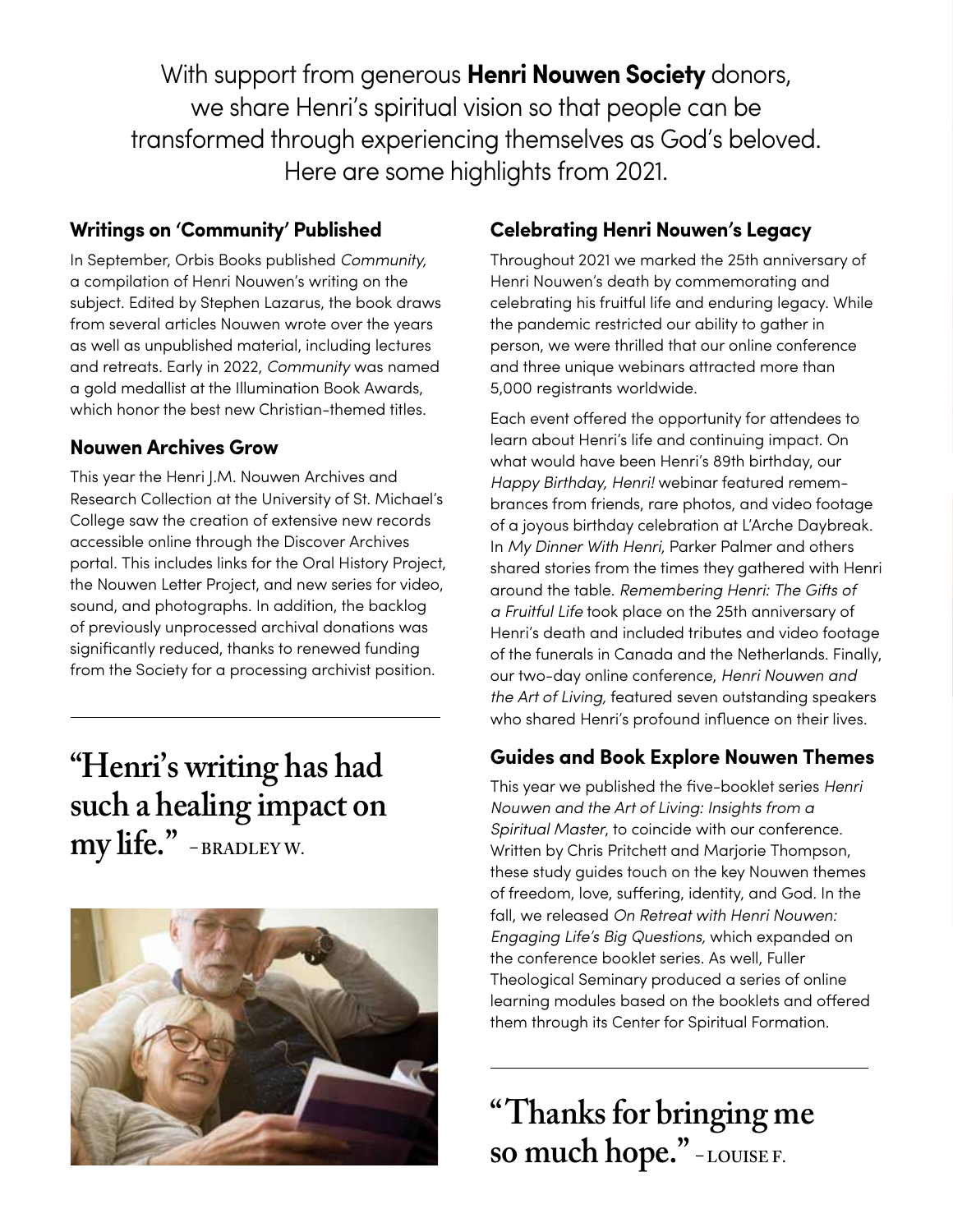With support from generous **Henri Nouwen Society** donors, we share Henri's spiritual vision so that people can be transformed through experiencing themselves as God's beloved. Here are some highlights from 2021.

### Writings on 'Community' Published

In September, Orbis Books published *Community,* a compilation of Henri Nouwen's writing on the subject. Edited by Stephen Lazarus, the book draws from several articles Nouwen wrote over the years as well as unpublished material, including lectures and retreats. Early in 2022, *Community* was named a gold medallist at the Illumination Book Awards, which honor the best new Christian-themed titles.

### Nouwen Archives Grow

This year the Henri J.M. Nouwen Archives and Research Collection at the University of St. Michael's College saw the creation of extensive new records accessible online through the Discover Archives portal. This includes links for the Oral History Project, the Nouwen Letter Project, and new series for video, sound, and photographs. In addition, the backlog of previously unprocessed archival donations was significantly reduced, thanks to renewed funding from the Society for a processing archivist position.

**"Henri's writing has had such a healing impact on my life."** – BRADLEY W.

### Celebrating Henri Nouwen's Legacy

Throughout 2021 we marked the 25th anniversary of Henri Nouwen's death by commemorating and celebrating his fruitful life and enduring legacy. While the pandemic restricted our ability to gather in person, we were thrilled that our online conference and three unique webinars attracted more than 5,000 registrants worldwide.

Each event offered the opportunity for attendees to learn about Henri's life and continuing impact. On what would have been Henri's 89th birthday, our *Happy Birthday, Henri!* webinar featured remembrances from friends, rare photos, and video footage of a joyous birthday celebration at L'Arche Daybreak. In *My Dinner With Henri,* Parker Palmer and others shared stories from the times they gathered with Henri around the table. *Remembering Henri: The Gifts of a Fruitful Life* took place on the 25th anniversary of Henri's death and included tributes and video footage of the funerals in Canada and the Netherlands. Finally, our two-day online conference, *Henri Nouwen and the Art of Living,* featured seven outstanding speakers who shared Henri's profound influence on their lives.

### Guides and Book Explore Nouwen Themes

This year we published the five-booklet series *Henri Nouwen and the Art of Living: Insights from a Spiritual Master*, to coincide with our conference. Written by Chris Pritchett and Marjorie Thompson, these study guides touch on the key Nouwen themes of freedom, love, suffering, identity, and God. In the fall, we released *On Retreat with Henri Nouwen: Engaging Life's Big Questions,* which expanded on the conference booklet series. As well, Fuller Theological Seminary produced a series of online learning modules based on the booklets and offered them through its Center for Spiritual Formation.

**"Thanks for bringing me so much hope."** – LOUISE F.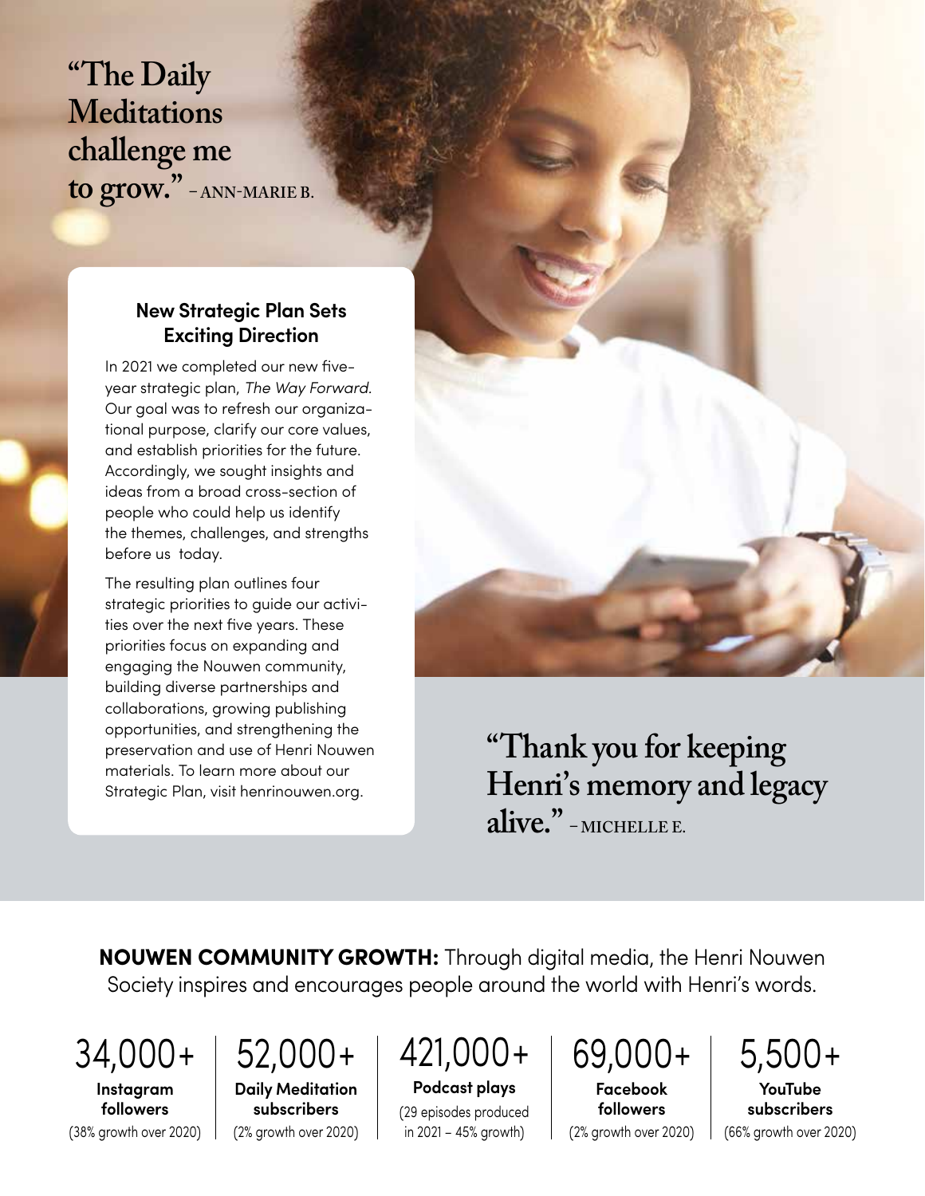"The Daily Meditations challenge me to grow." – ANN-MARIE B.

### New Strategic Plan Sets Exciting Direction

In 2021 we completed our new five-year strategic plan, *The Way Forward.* Our goal was to refresh our organizational purpose, clarify our core values, and establish priorities for the future. Accordingly, we sought insights and ideas from a broad cross-section of people who could help us identify the themes, challenges, and strengths before us today.

The resulting plan outlines four strategic priorities to guide our activities over the next five years. These priorities focus on expanding and engaging the Nouwen community, building diverse partnerships and collaborations, growing publishing opportunities, and strengthening the preservation and use of Henri Nouwen materials. To learn more about our Strategic Plan, visit henrinouwen.org.

"Thank you for keeping Henri's memory and legacy alive." – MICHELLE E.

**NOUWEN COMMUNITY GROWTH:** Through digital media, the Henri Nouwen Society inspires and encourages people around the world with Henri's words.

34,000+
**Instagram followers**
(38% growth over 2020)

52,000+
**Daily Meditation subscribers**
(2% growth over 2020)

421,000+
**Podcast plays**
(29 episodes produced in 2021 – 45% growth)

69,000+
**Facebook followers**
(2% growth over 2020)

5,500+
**YouTube subscribers**
(66% growth over 2020)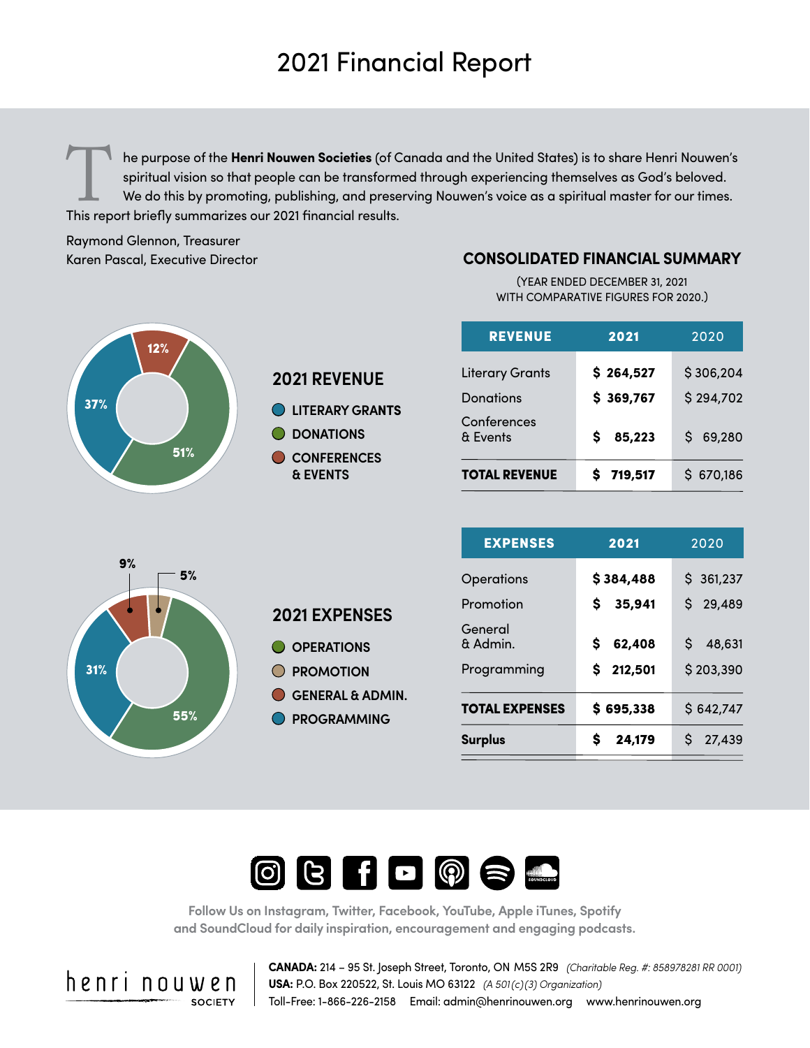# 2021 Financial Report

The purpose of the **Henri Nouwen Societies** (of Canada and the United States) is to share Henri Nouwen's spiritual vision so that people can be transformed through experiencing themselves as God's beloved. We do this by promoting, publishing, and preserving Nouwen's voice as a spiritual master for our times. This report briefly summarizes our 2021 financial results.

Raymond Glennon, Treasurer
Karen Pascal, Executive Director

## CONSOLIDATED FINANCIAL SUMMARY

(YEAR ENDED DECEMBER 31, 2021
WITH COMPARATIVE FIGURES FOR 2020.)

### 2021 REVENUE

12%
37%
51%

- LITERARY GRANTS
- DONATIONS
- CONFERENCES & EVENTS

| REVENUE | 2021 | 2020 |
|---|---|---|
| Literary Grants | **$ 264,527** | $ 306,204 |
| Donations | **$ 369,767** | $ 294,702 |
| Conferences & Events | **$ 85,223** | $ 69,280 |
| **TOTAL REVENUE** | **$ 719,517** | $ 670,186 |

### 2021 EXPENSES

9%
5%
31%
55%

- OPERATIONS
- PROMOTION
- GENERAL & ADMIN.
- PROGRAMMING

| EXPENSES | 2021 | 2020 |
|---|---|---|
| Operations | **$ 384,488** | $ 361,237 |
| Promotion | **$ 35,941** | $ 29,489 |
| General & Admin. | **$ 62,408** | $ 48,631 |
| Programming | **$ 212,501** | $ 203,390 |
| **TOTAL EXPENSES** | **$ 695,338** | $ 642,747 |
| **Surplus** | **$ 24,179** | $ 27,439 |

Follow Us on Instagram, Twitter, Facebook, YouTube, Apple iTunes, Spotify and SoundCloud for daily inspiration, encouragement and engaging podcasts.

henri nouwen SOCIETY

**CANADA:** 214 – 95 St. Joseph Street, Toronto, ON M5S 2R9 *(Charitable Reg. #: 858978281 RR 0001)*
**USA:** P.O. Box 220522, St. Louis MO 63122 *(A 501(c)(3) Organization)*
Toll-Free: 1-866-226-2158 Email: admin@henrinouwen.org www.henrinouwen.org